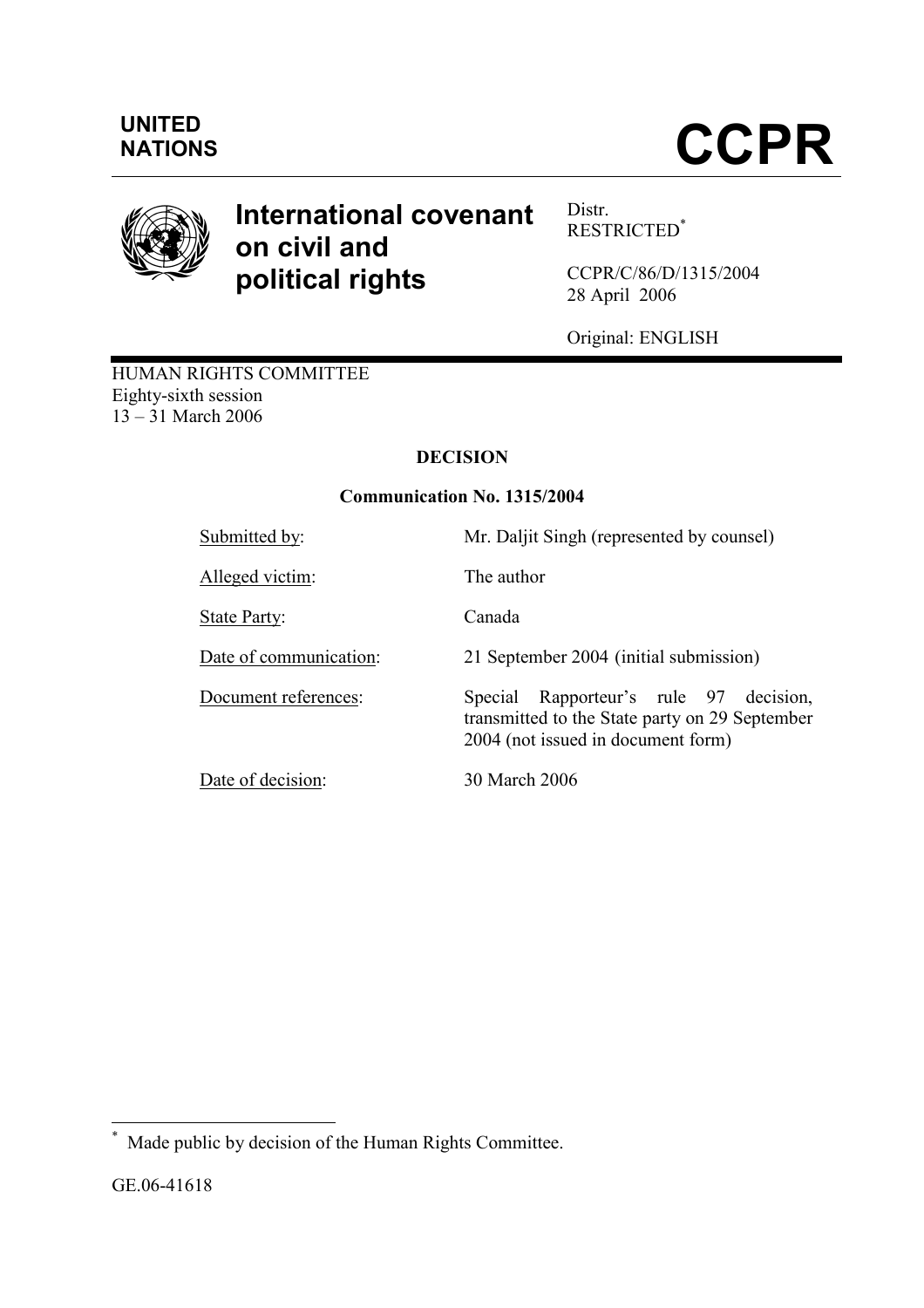UNITED NATIONS

# CCPR

## International covenant on civil and political rights

Distr.
RESTRICTED[*]

CCPR/C/86/D/1315/2004
28 April 2006

Original: ENGLISH

HUMAN RIGHTS COMMITTEE
Eighty-sixth session
13 – 31 March 2006

**DECISION**

**Communication No. 1315/2004**

| | |
|---|---|
| Submitted by: | Mr. Daljit Singh (represented by counsel) |
| Alleged victim: | The author |
| State Party: | Canada |
| Date of communication: | 21 September 2004 (initial submission) |
| Document references: | Special Rapporteur's rule 97 decision, transmitted to the State party on 29 September 2004 (not issued in document form) |
| Date of decision: | 30 March 2006 |

[*] Made public by decision of the Human Rights Committee.

GE.06-41618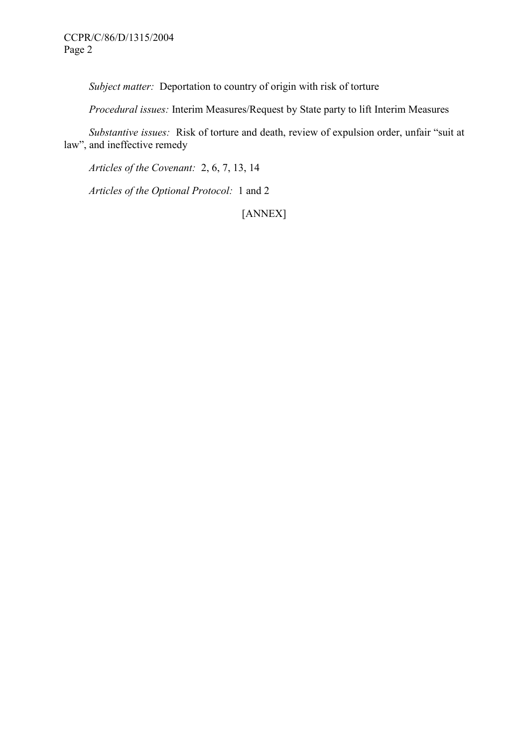*Subject matter:* Deportation to country of origin with risk of torture

*Procedural issues:* Interim Measures/Request by State party to lift Interim Measures

*Substantive issues:* Risk of torture and death, review of expulsion order, unfair "suit at law", and ineffective remedy

*Articles of the Covenant:* 2, 6, 7, 13, 14

*Articles of the Optional Protocol:* 1 and 2

[ANNEX]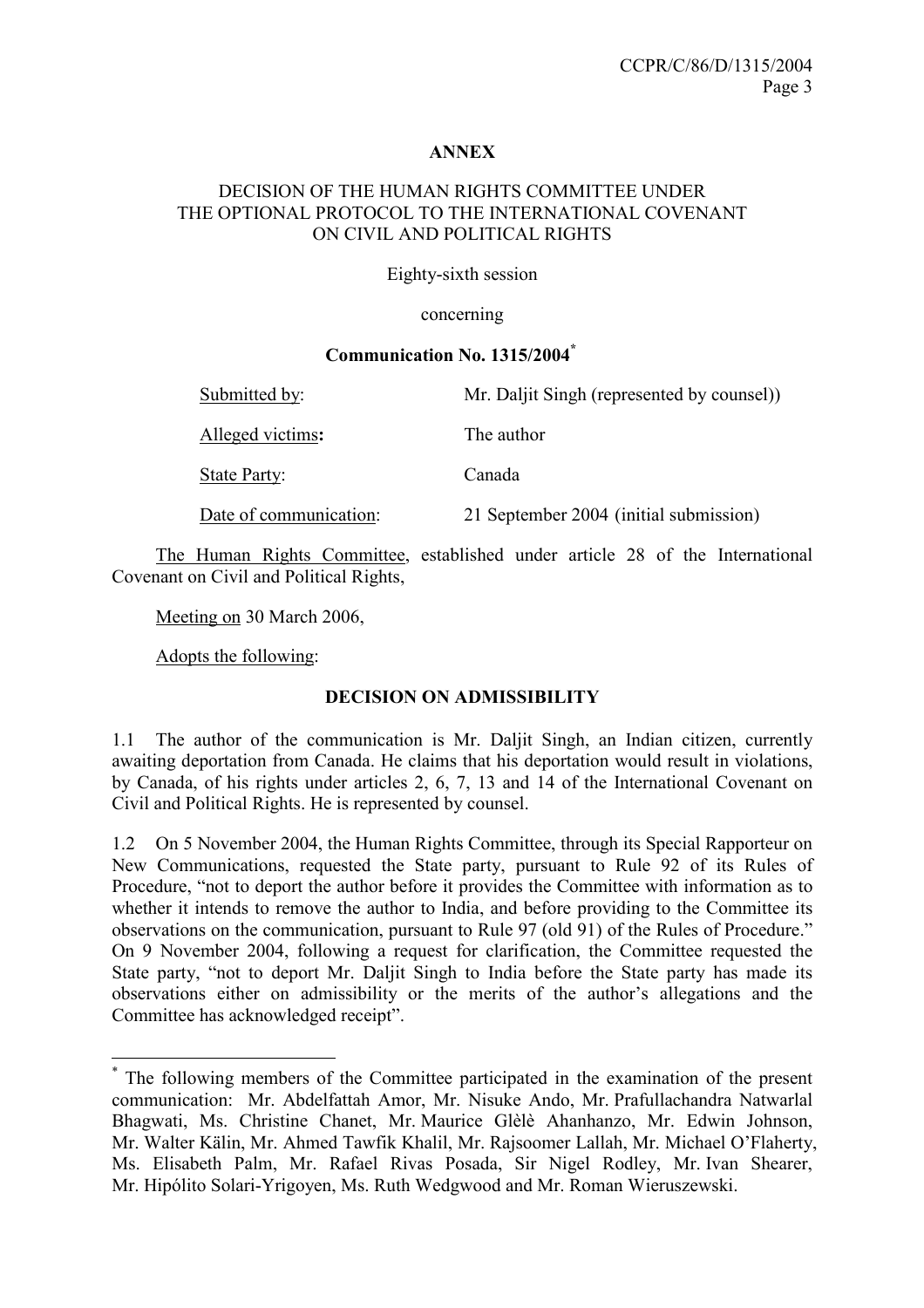**ANNEX**

DECISION OF THE HUMAN RIGHTS COMMITTEE UNDER THE OPTIONAL PROTOCOL TO THE INTERNATIONAL COVENANT ON CIVIL AND POLITICAL RIGHTS

Eighty-sixth session

concerning

**Communication No. 1315/2004***

| | |
|---|---|
| Submitted by: | Mr. Daljit Singh (represented by counsel)) |
| Alleged victims**:** | The author |
| State Party: | Canada |
| Date of communication: | 21 September 2004 (initial submission) |

The Human Rights Committee, established under article 28 of the International Covenant on Civil and Political Rights,

Meeting on 30 March 2006,

Adopts the following:

**DECISION ON ADMISSIBILITY**

1.1 The author of the communication is Mr. Daljit Singh, an Indian citizen, currently awaiting deportation from Canada. He claims that his deportation would result in violations, by Canada, of his rights under articles 2, 6, 7, 13 and 14 of the International Covenant on Civil and Political Rights. He is represented by counsel.

1.2 On 5 November 2004, the Human Rights Committee, through its Special Rapporteur on New Communications, requested the State party, pursuant to Rule 92 of its Rules of Procedure, "not to deport the author before it provides the Committee with information as to whether it intends to remove the author to India, and before providing to the Committee its observations on the communication, pursuant to Rule 97 (old 91) of the Rules of Procedure." On 9 November 2004, following a request for clarification, the Committee requested the State party, "not to deport Mr. Daljit Singh to India before the State party has made its observations either on admissibility or the merits of the author's allegations and the Committee has acknowledged receipt".

---

* The following members of the Committee participated in the examination of the present communication: Mr. Abdelfattah Amor, Mr. Nisuke Ando, Mr. Prafullachandra Natwarlal Bhagwati, Ms. Christine Chanet, Mr. Maurice Glèlè Ahanhanzo, Mr. Edwin Johnson, Mr. Walter Kälin, Mr. Ahmed Tawfik Khalil, Mr. Rajsoomer Lallah, Mr. Michael O'Flaherty, Ms. Elisabeth Palm, Mr. Rafael Rivas Posada, Sir Nigel Rodley, Mr. Ivan Shearer, Mr. Hipólito Solari-Yrigoyen, Ms. Ruth Wedgwood and Mr. Roman Wieruszewski.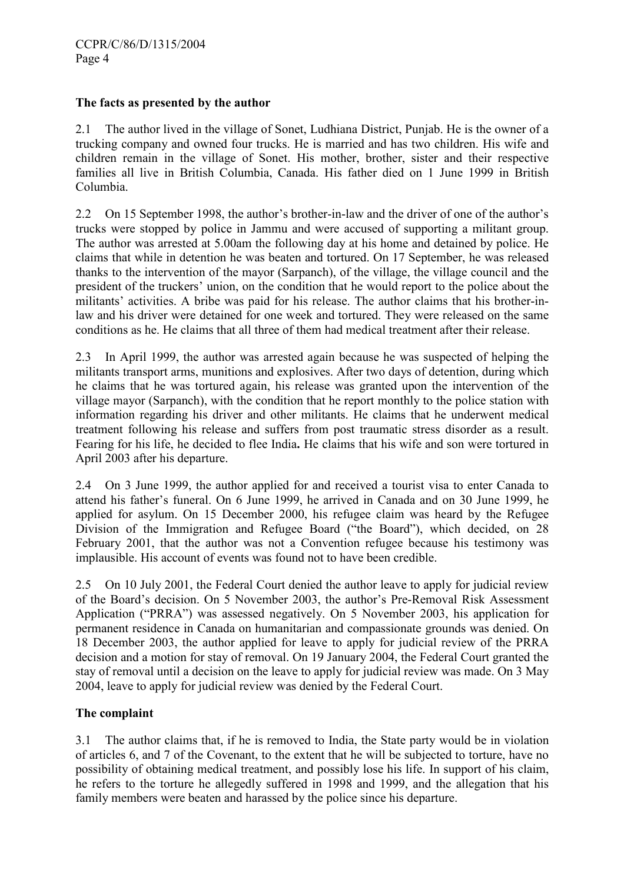### The facts as presented by the author

2.1 The author lived in the village of Sonet, Ludhiana District, Punjab. He is the owner of a trucking company and owned four trucks. He is married and has two children. His wife and children remain in the village of Sonet. His mother, brother, sister and their respective families all live in British Columbia, Canada. His father died on 1 June 1999 in British Columbia.

2.2 On 15 September 1998, the author's brother-in-law and the driver of one of the author's trucks were stopped by police in Jammu and were accused of supporting a militant group. The author was arrested at 5.00am the following day at his home and detained by police. He claims that while in detention he was beaten and tortured. On 17 September, he was released thanks to the intervention of the mayor (Sarpanch), of the village, the village council and the president of the truckers' union, on the condition that he would report to the police about the militants' activities. A bribe was paid for his release. The author claims that his brother-in-law and his driver were detained for one week and tortured. They were released on the same conditions as he. He claims that all three of them had medical treatment after their release.

2.3 In April 1999, the author was arrested again because he was suspected of helping the militants transport arms, munitions and explosives. After two days of detention, during which he claims that he was tortured again, his release was granted upon the intervention of the village mayor (Sarpanch), with the condition that he report monthly to the police station with information regarding his driver and other militants. He claims that he underwent medical treatment following his release and suffers from post traumatic stress disorder as a result. Fearing for his life, he decided to flee India**.** He claims that his wife and son were tortured in April 2003 after his departure.

2.4 On 3 June 1999, the author applied for and received a tourist visa to enter Canada to attend his father's funeral. On 6 June 1999, he arrived in Canada and on 30 June 1999, he applied for asylum. On 15 December 2000, his refugee claim was heard by the Refugee Division of the Immigration and Refugee Board ("the Board"), which decided, on 28 February 2001, that the author was not a Convention refugee because his testimony was implausible. His account of events was found not to have been credible.

2.5 On 10 July 2001, the Federal Court denied the author leave to apply for judicial review of the Board's decision. On 5 November 2003, the author's Pre-Removal Risk Assessment Application ("PRRA") was assessed negatively. On 5 November 2003, his application for permanent residence in Canada on humanitarian and compassionate grounds was denied. On 18 December 2003, the author applied for leave to apply for judicial review of the PRRA decision and a motion for stay of removal. On 19 January 2004, the Federal Court granted the stay of removal until a decision on the leave to apply for judicial review was made. On 3 May 2004, leave to apply for judicial review was denied by the Federal Court.

### The complaint

3.1 The author claims that, if he is removed to India, the State party would be in violation of articles 6, and 7 of the Covenant, to the extent that he will be subjected to torture, have no possibility of obtaining medical treatment, and possibly lose his life. In support of his claim, he refers to the torture he allegedly suffered in 1998 and 1999, and the allegation that his family members were beaten and harassed by the police since his departure.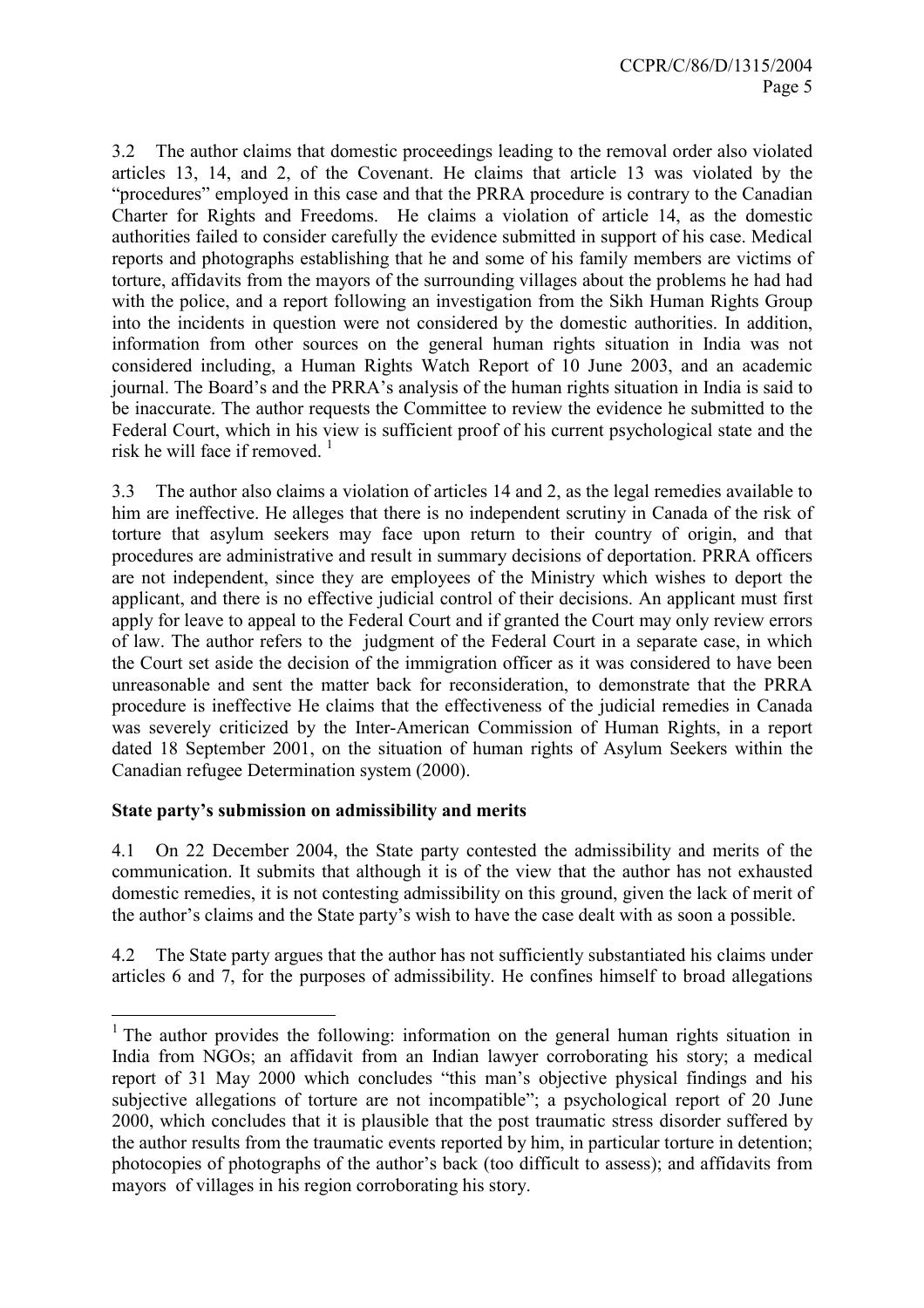3.2 The author claims that domestic proceedings leading to the removal order also violated articles 13, 14, and 2, of the Covenant. He claims that article 13 was violated by the "procedures" employed in this case and that the PRRA procedure is contrary to the Canadian Charter for Rights and Freedoms. He claims a violation of article 14, as the domestic authorities failed to consider carefully the evidence submitted in support of his case. Medical reports and photographs establishing that he and some of his family members are victims of torture, affidavits from the mayors of the surrounding villages about the problems he had had with the police, and a report following an investigation from the Sikh Human Rights Group into the incidents in question were not considered by the domestic authorities. In addition, information from other sources on the general human rights situation in India was not considered including, a Human Rights Watch Report of 10 June 2003, and an academic journal. The Board's and the PRRA's analysis of the human rights situation in India is said to be inaccurate. The author requests the Committee to review the evidence he submitted to the Federal Court, which in his view is sufficient proof of his current psychological state and the risk he will face if removed. [1]

3.3 The author also claims a violation of articles 14 and 2, as the legal remedies available to him are ineffective. He alleges that there is no independent scrutiny in Canada of the risk of torture that asylum seekers may face upon return to their country of origin, and that procedures are administrative and result in summary decisions of deportation. PRRA officers are not independent, since they are employees of the Ministry which wishes to deport the applicant, and there is no effective judicial control of their decisions. An applicant must first apply for leave to appeal to the Federal Court and if granted the Court may only review errors of law. The author refers to the judgment of the Federal Court in a separate case, in which the Court set aside the decision of the immigration officer as it was considered to have been unreasonable and sent the matter back for reconsideration, to demonstrate that the PRRA procedure is ineffective He claims that the effectiveness of the judicial remedies in Canada was severely criticized by the Inter-American Commission of Human Rights, in a report dated 18 September 2001, on the situation of human rights of Asylum Seekers within the Canadian refugee Determination system (2000).

**State party's submission on admissibility and merits**

4.1 On 22 December 2004, the State party contested the admissibility and merits of the communication. It submits that although it is of the view that the author has not exhausted domestic remedies, it is not contesting admissibility on this ground, given the lack of merit of the author's claims and the State party's wish to have the case dealt with as soon a possible.

4.2 The State party argues that the author has not sufficiently substantiated his claims under articles 6 and 7, for the purposes of admissibility. He confines himself to broad allegations

---

[1] The author provides the following: information on the general human rights situation in India from NGOs; an affidavit from an Indian lawyer corroborating his story; a medical report of 31 May 2000 which concludes "this man's objective physical findings and his subjective allegations of torture are not incompatible"; a psychological report of 20 June 2000, which concludes that it is plausible that the post traumatic stress disorder suffered by the author results from the traumatic events reported by him, in particular torture in detention; photocopies of photographs of the author's back (too difficult to assess); and affidavits from mayors of villages in his region corroborating his story.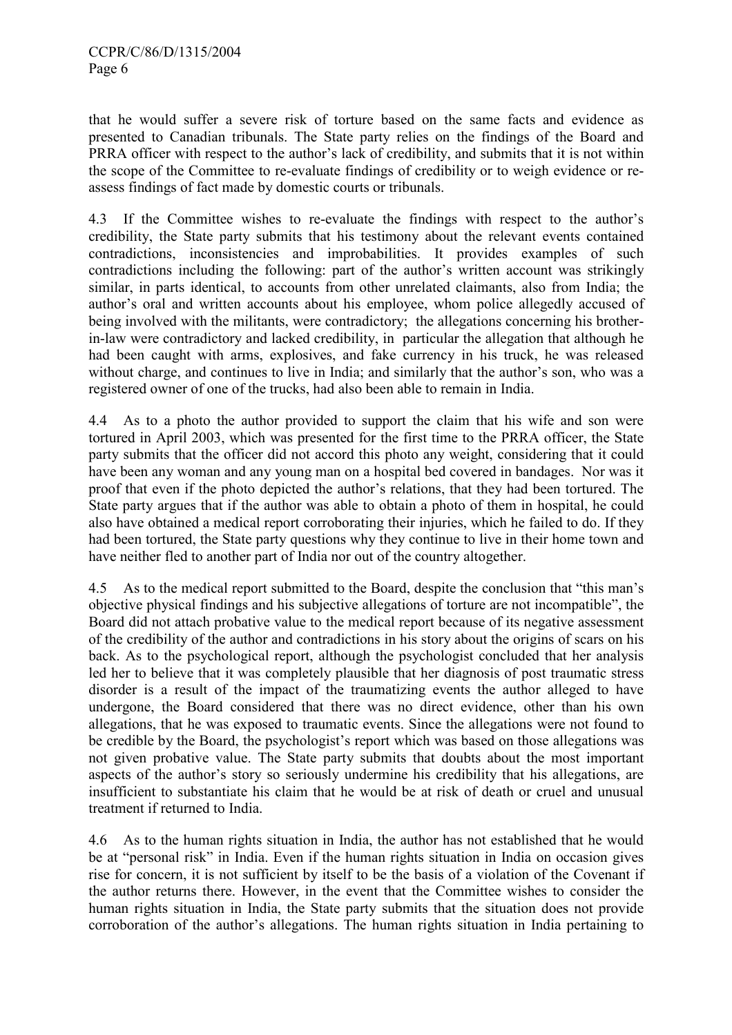that he would suffer a severe risk of torture based on the same facts and evidence as presented to Canadian tribunals. The State party relies on the findings of the Board and PRRA officer with respect to the author's lack of credibility, and submits that it is not within the scope of the Committee to re-evaluate findings of credibility or to weigh evidence or re-assess findings of fact made by domestic courts or tribunals.

4.3 If the Committee wishes to re-evaluate the findings with respect to the author's credibility, the State party submits that his testimony about the relevant events contained contradictions, inconsistencies and improbabilities. It provides examples of such contradictions including the following: part of the author's written account was strikingly similar, in parts identical, to accounts from other unrelated claimants, also from India; the author's oral and written accounts about his employee, whom police allegedly accused of being involved with the militants, were contradictory; the allegations concerning his brother-in-law were contradictory and lacked credibility, in particular the allegation that although he had been caught with arms, explosives, and fake currency in his truck, he was released without charge, and continues to live in India; and similarly that the author's son, who was a registered owner of one of the trucks, had also been able to remain in India.

4.4 As to a photo the author provided to support the claim that his wife and son were tortured in April 2003, which was presented for the first time to the PRRA officer, the State party submits that the officer did not accord this photo any weight, considering that it could have been any woman and any young man on a hospital bed covered in bandages. Nor was it proof that even if the photo depicted the author's relations, that they had been tortured. The State party argues that if the author was able to obtain a photo of them in hospital, he could also have obtained a medical report corroborating their injuries, which he failed to do. If they had been tortured, the State party questions why they continue to live in their home town and have neither fled to another part of India nor out of the country altogether.

4.5 As to the medical report submitted to the Board, despite the conclusion that "this man's objective physical findings and his subjective allegations of torture are not incompatible", the Board did not attach probative value to the medical report because of its negative assessment of the credibility of the author and contradictions in his story about the origins of scars on his back. As to the psychological report, although the psychologist concluded that her analysis led her to believe that it was completely plausible that her diagnosis of post traumatic stress disorder is a result of the impact of the traumatizing events the author alleged to have undergone, the Board considered that there was no direct evidence, other than his own allegations, that he was exposed to traumatic events. Since the allegations were not found to be credible by the Board, the psychologist's report which was based on those allegations was not given probative value. The State party submits that doubts about the most important aspects of the author's story so seriously undermine his credibility that his allegations, are insufficient to substantiate his claim that he would be at risk of death or cruel and unusual treatment if returned to India.

4.6 As to the human rights situation in India, the author has not established that he would be at "personal risk" in India. Even if the human rights situation in India on occasion gives rise for concern, it is not sufficient by itself to be the basis of a violation of the Covenant if the author returns there. However, in the event that the Committee wishes to consider the human rights situation in India, the State party submits that the situation does not provide corroboration of the author's allegations. The human rights situation in India pertaining to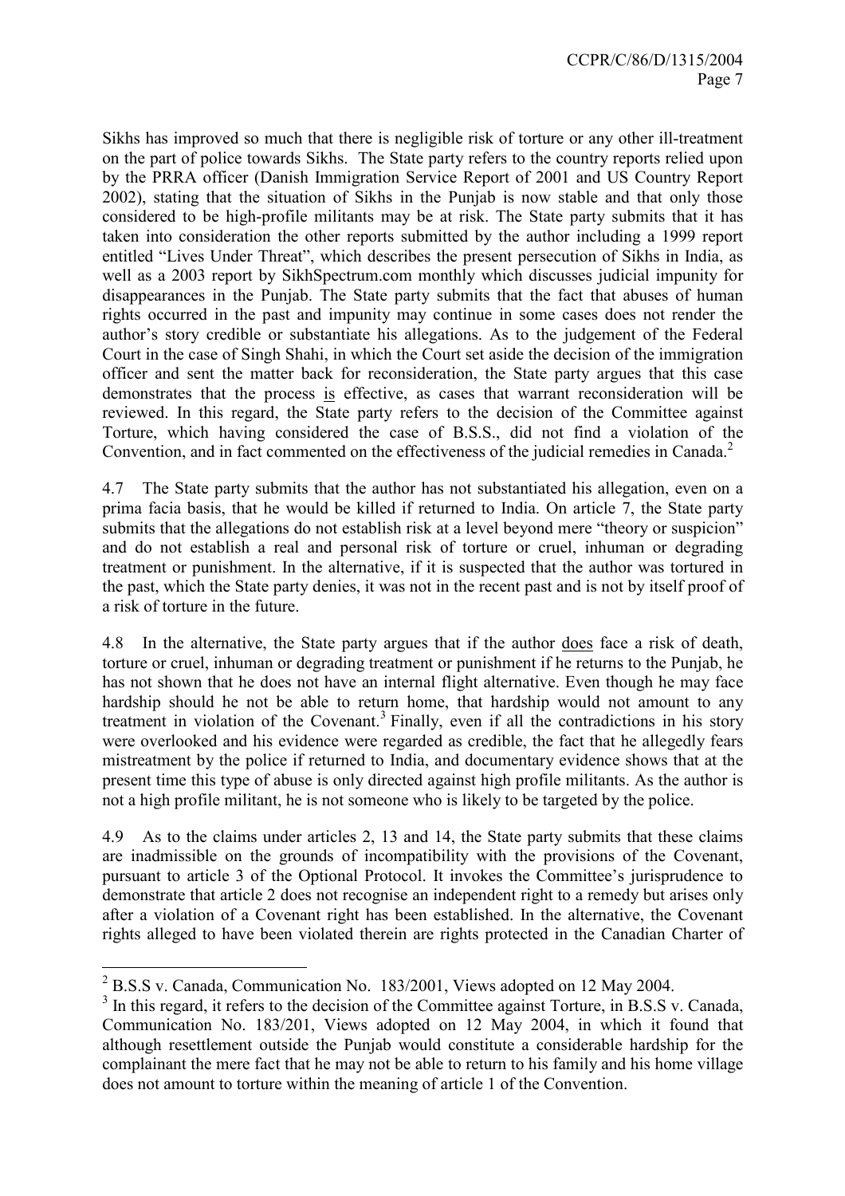Sikhs has improved so much that there is negligible risk of torture or any other ill-treatment on the part of police towards Sikhs. The State party refers to the country reports relied upon by the PRRA officer (Danish Immigration Service Report of 2001 and US Country Report 2002), stating that the situation of Sikhs in the Punjab is now stable and that only those considered to be high-profile militants may be at risk. The State party submits that it has taken into consideration the other reports submitted by the author including a 1999 report entitled "Lives Under Threat", which describes the present persecution of Sikhs in India, as well as a 2003 report by SikhSpectrum.com monthly which discusses judicial impunity for disappearances in the Punjab. The State party submits that the fact that abuses of human rights occurred in the past and impunity may continue in some cases does not render the author's story credible or substantiate his allegations. As to the judgement of the Federal Court in the case of Singh Shahi, in which the Court set aside the decision of the immigration officer and sent the matter back for reconsideration, the State party argues that this case demonstrates that the process is effective, as cases that warrant reconsideration will be reviewed. In this regard, the State party refers to the decision of the Committee against Torture, which having considered the case of B.S.S., did not find a violation of the Convention, and in fact commented on the effectiveness of the judicial remedies in Canada.[2]

4.7 The State party submits that the author has not substantiated his allegation, even on a prima facia basis, that he would be killed if returned to India. On article 7, the State party submits that the allegations do not establish risk at a level beyond mere "theory or suspicion" and do not establish a real and personal risk of torture or cruel, inhuman or degrading treatment or punishment. In the alternative, if it is suspected that the author was tortured in the past, which the State party denies, it was not in the recent past and is not by itself proof of a risk of torture in the future.

4.8 In the alternative, the State party argues that if the author does face a risk of death, torture or cruel, inhuman or degrading treatment or punishment if he returns to the Punjab, he has not shown that he does not have an internal flight alternative. Even though he may face hardship should he not be able to return home, that hardship would not amount to any treatment in violation of the Covenant.[3] Finally, even if all the contradictions in his story were overlooked and his evidence were regarded as credible, the fact that he allegedly fears mistreatment by the police if returned to India, and documentary evidence shows that at the present time this type of abuse is only directed against high profile militants. As the author is not a high profile militant, he is not someone who is likely to be targeted by the police.

4.9 As to the claims under articles 2, 13 and 14, the State party submits that these claims are inadmissible on the grounds of incompatibility with the provisions of the Covenant, pursuant to article 3 of the Optional Protocol. It invokes the Committee's jurisprudence to demonstrate that article 2 does not recognise an independent right to a remedy but arises only after a violation of a Covenant right has been established. In the alternative, the Covenant rights alleged to have been violated therein are rights protected in the Canadian Charter of

---

[2] B.S.S v. Canada, Communication No. 183/2001, Views adopted on 12 May 2004.

[3] In this regard, it refers to the decision of the Committee against Torture, in B.S.S v. Canada, Communication No. 183/201, Views adopted on 12 May 2004, in which it found that although resettlement outside the Punjab would constitute a considerable hardship for the complainant the mere fact that he may not be able to return to his family and his home village does not amount to torture within the meaning of article 1 of the Convention.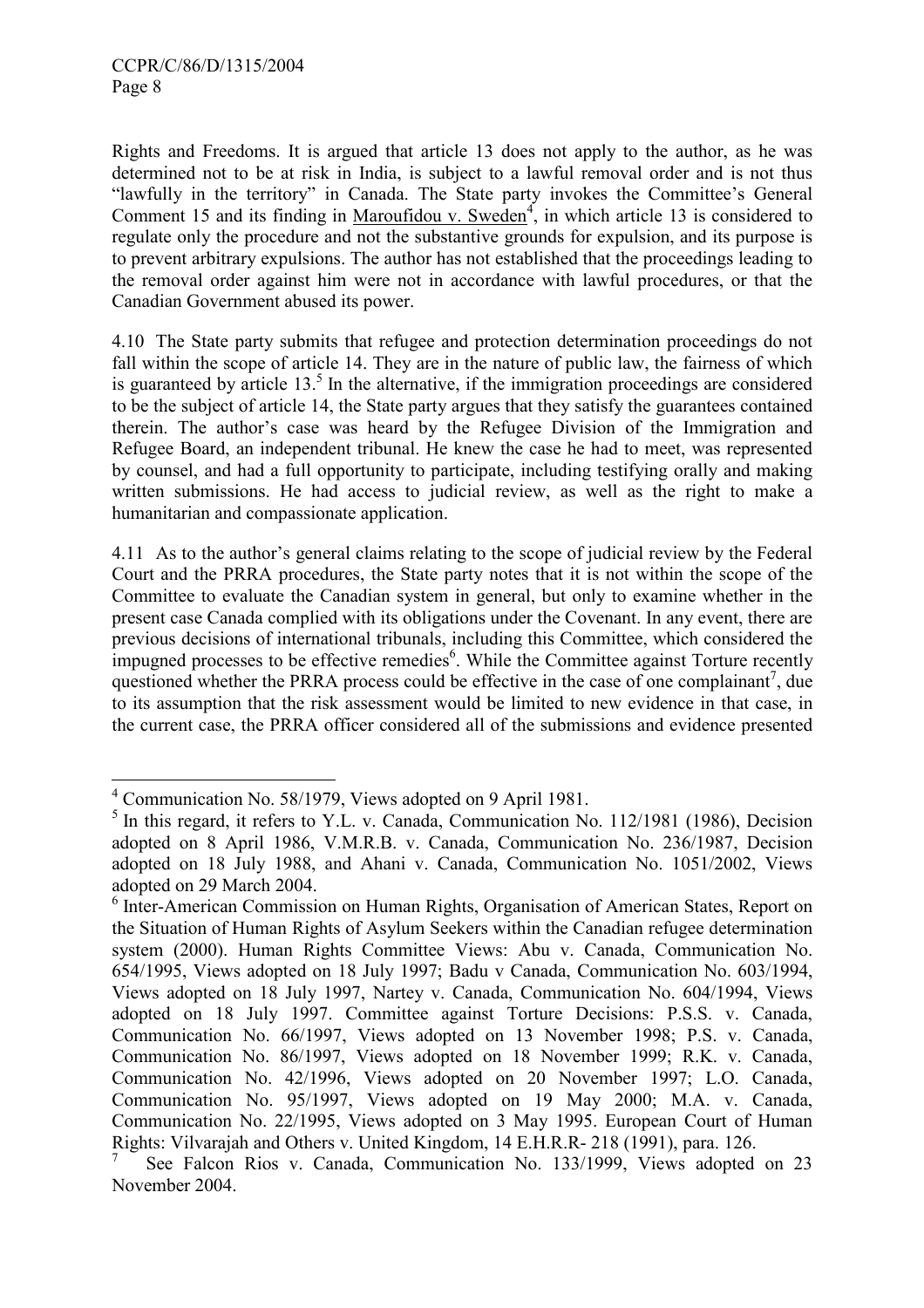Rights and Freedoms. It is argued that article 13 does not apply to the author, as he was determined not to be at risk in India, is subject to a lawful removal order and is not thus "lawfully in the territory" in Canada. The State party invokes the Committee's General Comment 15 and its finding in Maroufidou v. Sweden[4], in which article 13 is considered to regulate only the procedure and not the substantive grounds for expulsion, and its purpose is to prevent arbitrary expulsions. The author has not established that the proceedings leading to the removal order against him were not in accordance with lawful procedures, or that the Canadian Government abused its power.

4.10 The State party submits that refugee and protection determination proceedings do not fall within the scope of article 14. They are in the nature of public law, the fairness of which is guaranteed by article 13.[5] In the alternative, if the immigration proceedings are considered to be the subject of article 14, the State party argues that they satisfy the guarantees contained therein. The author's case was heard by the Refugee Division of the Immigration and Refugee Board, an independent tribunal. He knew the case he had to meet, was represented by counsel, and had a full opportunity to participate, including testifying orally and making written submissions. He had access to judicial review, as well as the right to make a humanitarian and compassionate application.

4.11 As to the author's general claims relating to the scope of judicial review by the Federal Court and the PRRA procedures, the State party notes that it is not within the scope of the Committee to evaluate the Canadian system in general, but only to examine whether in the present case Canada complied with its obligations under the Covenant. In any event, there are previous decisions of international tribunals, including this Committee, which considered the impugned processes to be effective remedies[6]. While the Committee against Torture recently questioned whether the PRRA process could be effective in the case of one complainant[7], due to its assumption that the risk assessment would be limited to new evidence in that case, in the current case, the PRRA officer considered all of the submissions and evidence presented

---

[4] Communication No. 58/1979, Views adopted on 9 April 1981.

[5] In this regard, it refers to Y.L. v. Canada, Communication No. 112/1981 (1986), Decision adopted on 8 April 1986, V.M.R.B. v. Canada, Communication No. 236/1987, Decision adopted on 18 July 1988, and Ahani v. Canada, Communication No. 1051/2002, Views adopted on 29 March 2004.

[6] Inter-American Commission on Human Rights, Organisation of American States, Report on the Situation of Human Rights of Asylum Seekers within the Canadian refugee determination system (2000). Human Rights Committee Views: Abu v. Canada, Communication No. 654/1995, Views adopted on 18 July 1997; Badu v Canada, Communication No. 603/1994, Views adopted on 18 July 1997, Nartey v. Canada, Communication No. 604/1994, Views adopted on 18 July 1997. Committee against Torture Decisions: P.S.S. v. Canada, Communication No. 66/1997, Views adopted on 13 November 1998; P.S. v. Canada, Communication No. 86/1997, Views adopted on 18 November 1999; R.K. v. Canada, Communication No. 42/1996, Views adopted on 20 November 1997; L.O. Canada, Communication No. 95/1997, Views adopted on 19 May 2000; M.A. v. Canada, Communication No. 22/1995, Views adopted on 3 May 1995. European Court of Human Rights: Vilvarajah and Others v. United Kingdom, 14 E.H.R.R- 218 (1991), para. 126.

[7] See Falcon Rios v. Canada, Communication No. 133/1999, Views adopted on 23 November 2004.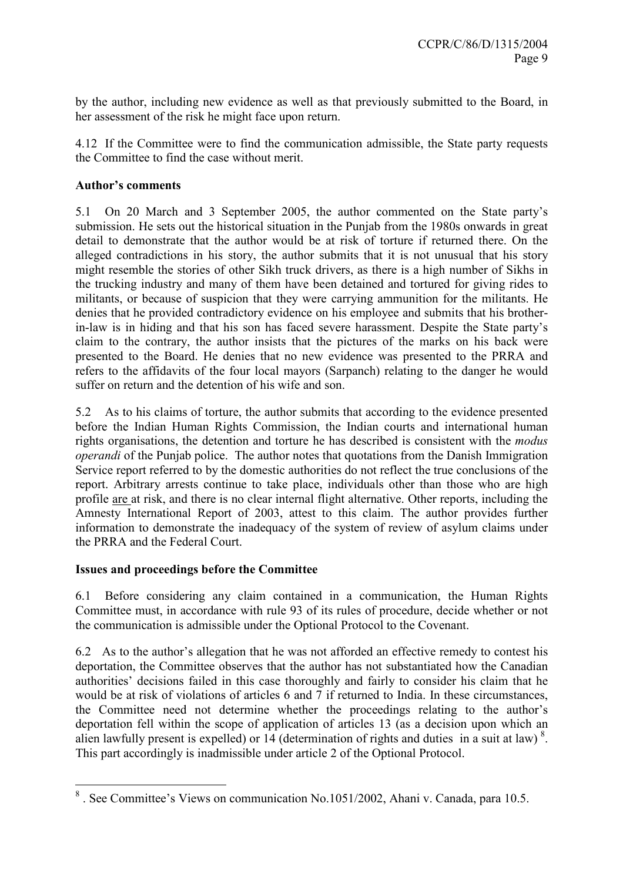by the author, including new evidence as well as that previously submitted to the Board, in her assessment of the risk he might face upon return.

4.12 If the Committee were to find the communication admissible, the State party requests the Committee to find the case without merit.

**Author's comments**

5.1 On 20 March and 3 September 2005, the author commented on the State party's submission. He sets out the historical situation in the Punjab from the 1980s onwards in great detail to demonstrate that the author would be at risk of torture if returned there. On the alleged contradictions in his story, the author submits that it is not unusual that his story might resemble the stories of other Sikh truck drivers, as there is a high number of Sikhs in the trucking industry and many of them have been detained and tortured for giving rides to militants, or because of suspicion that they were carrying ammunition for the militants. He denies that he provided contradictory evidence on his employee and submits that his brother-in-law is in hiding and that his son has faced severe harassment. Despite the State party's claim to the contrary, the author insists that the pictures of the marks on his back were presented to the Board. He denies that no new evidence was presented to the PRRA and refers to the affidavits of the four local mayors (Sarpanch) relating to the danger he would suffer on return and the detention of his wife and son.

5.2 As to his claims of torture, the author submits that according to the evidence presented before the Indian Human Rights Commission, the Indian courts and international human rights organisations, the detention and torture he has described is consistent with the *modus operandi* of the Punjab police. The author notes that quotations from the Danish Immigration Service report referred to by the domestic authorities do not reflect the true conclusions of the report. Arbitrary arrests continue to take place, individuals other than those who are high profile are at risk, and there is no clear internal flight alternative. Other reports, including the Amnesty International Report of 2003, attest to this claim. The author provides further information to demonstrate the inadequacy of the system of review of asylum claims under the PRRA and the Federal Court.

**Issues and proceedings before the Committee**

6.1 Before considering any claim contained in a communication, the Human Rights Committee must, in accordance with rule 93 of its rules of procedure, decide whether or not the communication is admissible under the Optional Protocol to the Covenant.

6.2 As to the author's allegation that he was not afforded an effective remedy to contest his deportation, the Committee observes that the author has not substantiated how the Canadian authorities' decisions failed in this case thoroughly and fairly to consider his claim that he would be at risk of violations of articles 6 and 7 if returned to India. In these circumstances, the Committee need not determine whether the proceedings relating to the author's deportation fell within the scope of application of articles 13 (as a decision upon which an alien lawfully present is expelled) or 14 (determination of rights and duties in a suit at law) [8]. This part accordingly is inadmissible under article 2 of the Optional Protocol.

---

[8] . See Committee's Views on communication No.1051/2002, Ahani v. Canada, para 10.5.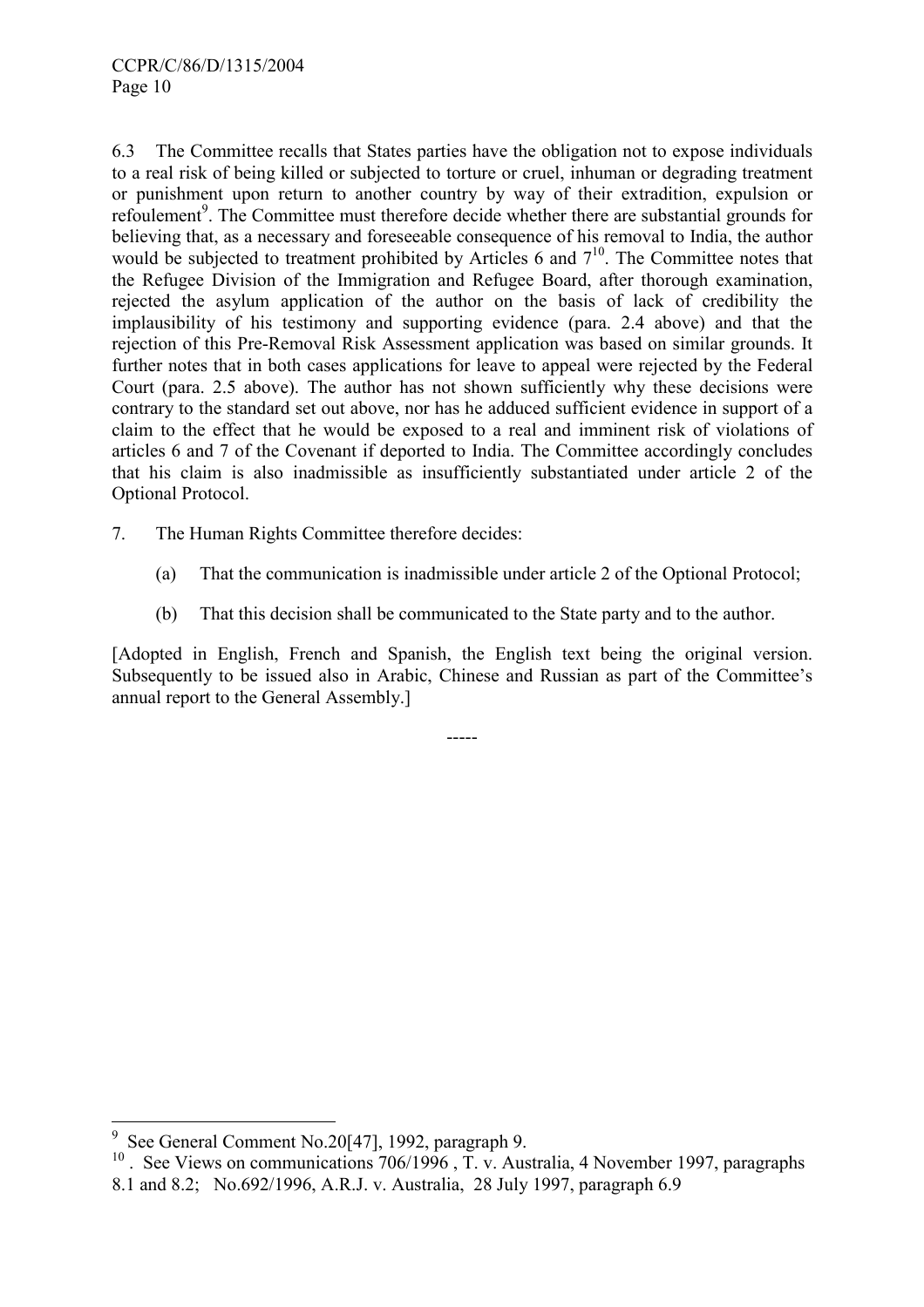6.3 The Committee recalls that States parties have the obligation not to expose individuals to a real risk of being killed or subjected to torture or cruel, inhuman or degrading treatment or punishment upon return to another country by way of their extradition, expulsion or refoulement[9]. The Committee must therefore decide whether there are substantial grounds for believing that, as a necessary and foreseeable consequence of his removal to India, the author would be subjected to treatment prohibited by Articles 6 and 7[10]. The Committee notes that the Refugee Division of the Immigration and Refugee Board, after thorough examination, rejected the asylum application of the author on the basis of lack of credibility the implausibility of his testimony and supporting evidence (para. 2.4 above) and that the rejection of this Pre-Removal Risk Assessment application was based on similar grounds. It further notes that in both cases applications for leave to appeal were rejected by the Federal Court (para. 2.5 above). The author has not shown sufficiently why these decisions were contrary to the standard set out above, nor has he adduced sufficient evidence in support of a claim to the effect that he would be exposed to a real and imminent risk of violations of articles 6 and 7 of the Covenant if deported to India. The Committee accordingly concludes that his claim is also inadmissible as insufficiently substantiated under article 2 of the Optional Protocol.

7. The Human Rights Committee therefore decides:

(a) That the communication is inadmissible under article 2 of the Optional Protocol;

(b) That this decision shall be communicated to the State party and to the author.

[Adopted in English, French and Spanish, the English text being the original version. Subsequently to be issued also in Arabic, Chinese and Russian as part of the Committee's annual report to the General Assembly.]

-----

[9] See General Comment No.20[47], 1992, paragraph 9.

[10] . See Views on communications 706/1996 , T. v. Australia, 4 November 1997, paragraphs 8.1 and 8.2; No.692/1996, A.R.J. v. Australia, 28 July 1997, paragraph 6.9